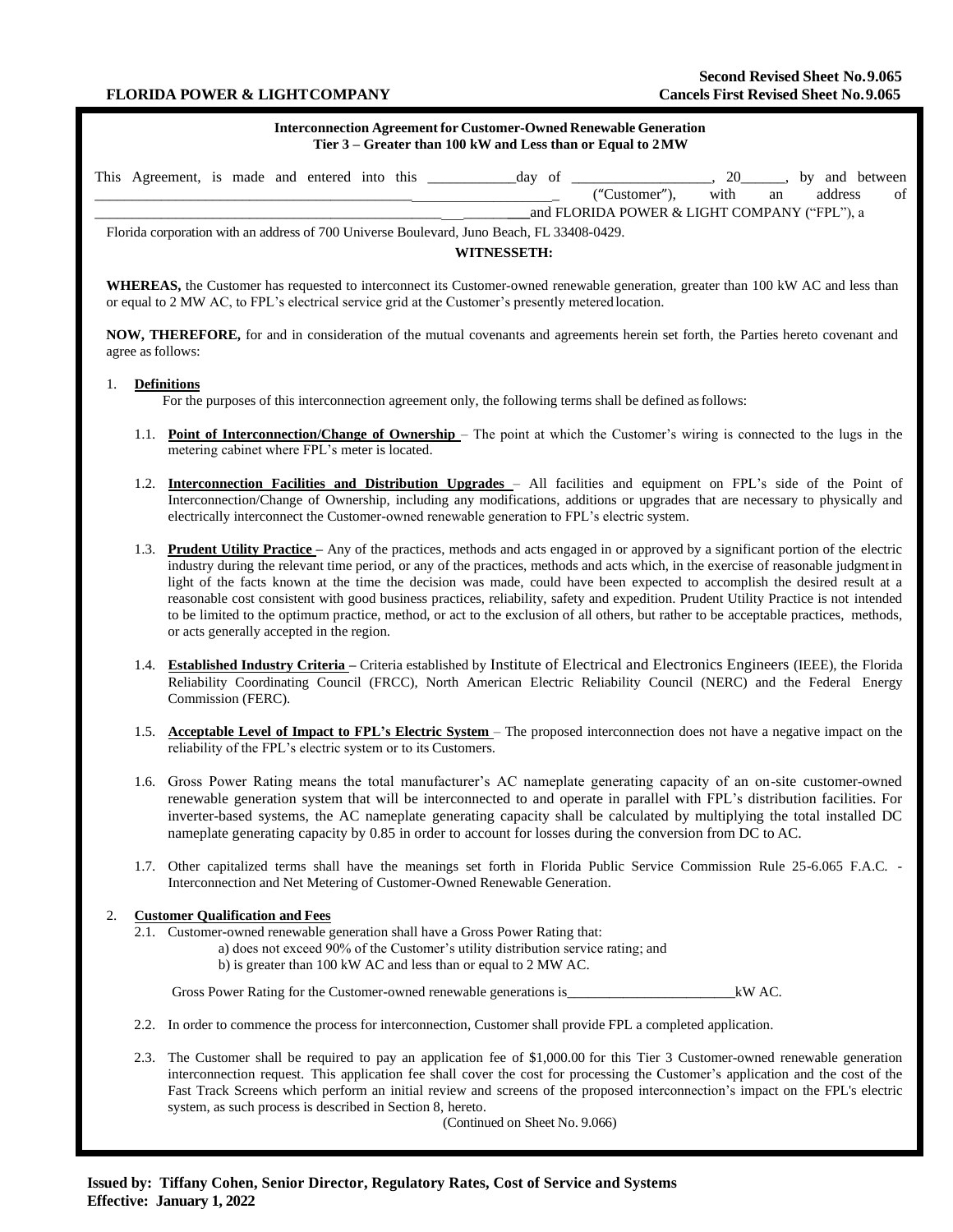**Second Revised Sheet No. 9.065**
**FLORIDA POWER & LIGHT COMPANY** **Cancels First Revised Sheet No. 9.065**

**Interconnection Agreement for Customer-Owned Renewable Generation**
**Tier 3 – Greater than 100 kW and Less than or Equal to 2 MW**

This Agreement, is made and entered into this ____________day of ___________________, 20______, by and between ______________________________________________________________ ("Customer"), with an address of _____________________________________________________________and FLORIDA POWER & LIGHT COMPANY ("FPL"), a Florida corporation with an address of 700 Universe Boulevard, Juno Beach, FL 33408-0429.

**WITNESSETH:**

**WHEREAS,** the Customer has requested to interconnect its Customer-owned renewable generation, greater than 100 kW AC and less than or equal to 2 MW AC, to FPL's electrical service grid at the Customer's presently metered location.

**NOW, THEREFORE,** for and in consideration of the mutual covenants and agreements herein set forth, the Parties hereto covenant and agree as follows:

1. **Definitions**

   For the purposes of this interconnection agreement only, the following terms shall be defined as follows:

   1.1. **Point of Interconnection/Change of Ownership** – The point at which the Customer's wiring is connected to the lugs in the metering cabinet where FPL's meter is located.

   1.2. **Interconnection Facilities and Distribution Upgrades** – All facilities and equipment on FPL's side of the Point of Interconnection/Change of Ownership, including any modifications, additions or upgrades that are necessary to physically and electrically interconnect the Customer-owned renewable generation to FPL's electric system.

   1.3. **Prudent Utility Practice** – Any of the practices, methods and acts engaged in or approved by a significant portion of the electric industry during the relevant time period, or any of the practices, methods and acts which, in the exercise of reasonable judgment in light of the facts known at the time the decision was made, could have been expected to accomplish the desired result at a reasonable cost consistent with good business practices, reliability, safety and expedition. Prudent Utility Practice is not intended to be limited to the optimum practice, method, or act to the exclusion of all others, but rather to be acceptable practices, methods, or acts generally accepted in the region.

   1.4. **Established Industry Criteria** – Criteria established by Institute of Electrical and Electronics Engineers (IEEE), the Florida Reliability Coordinating Council (FRCC), North American Electric Reliability Council (NERC) and the Federal Energy Commission (FERC).

   1.5. **Acceptable Level of Impact to FPL's Electric System** – The proposed interconnection does not have a negative impact on the reliability of the FPL's electric system or to its Customers.

   1.6. Gross Power Rating means the total manufacturer's AC nameplate generating capacity of an on-site customer-owned renewable generation system that will be interconnected to and operate in parallel with FPL's distribution facilities. For inverter-based systems, the AC nameplate generating capacity shall be calculated by multiplying the total installed DC nameplate generating capacity by 0.85 in order to account for losses during the conversion from DC to AC.

   1.7. Other capitalized terms shall have the meanings set forth in Florida Public Service Commission Rule 25-6.065 F.A.C. - Interconnection and Net Metering of Customer-Owned Renewable Generation.

2. **Customer Qualification and Fees**

   2.1. Customer-owned renewable generation shall have a Gross Power Rating that:

   a) does not exceed 90% of the Customer's utility distribution service rating; and
   b) is greater than 100 kW AC and less than or equal to 2 MW AC.

   Gross Power Rating for the Customer-owned renewable generations is________________________kW AC.

   2.2. In order to commence the process for interconnection, Customer shall provide FPL a completed application.

   2.3. The Customer shall be required to pay an application fee of $1,000.00 for this Tier 3 Customer-owned renewable generation interconnection request. This application fee shall cover the cost for processing the Customer's application and the cost of the Fast Track Screens which perform an initial review and screens of the proposed interconnection's impact on the FPL's electric system, as such process is described in Section 8, hereto.

(Continued on Sheet No. 9.066)

**Issued by: Tiffany Cohen, Senior Director, Regulatory Rates, Cost of Service and Systems**
**Effective: January 1, 2022**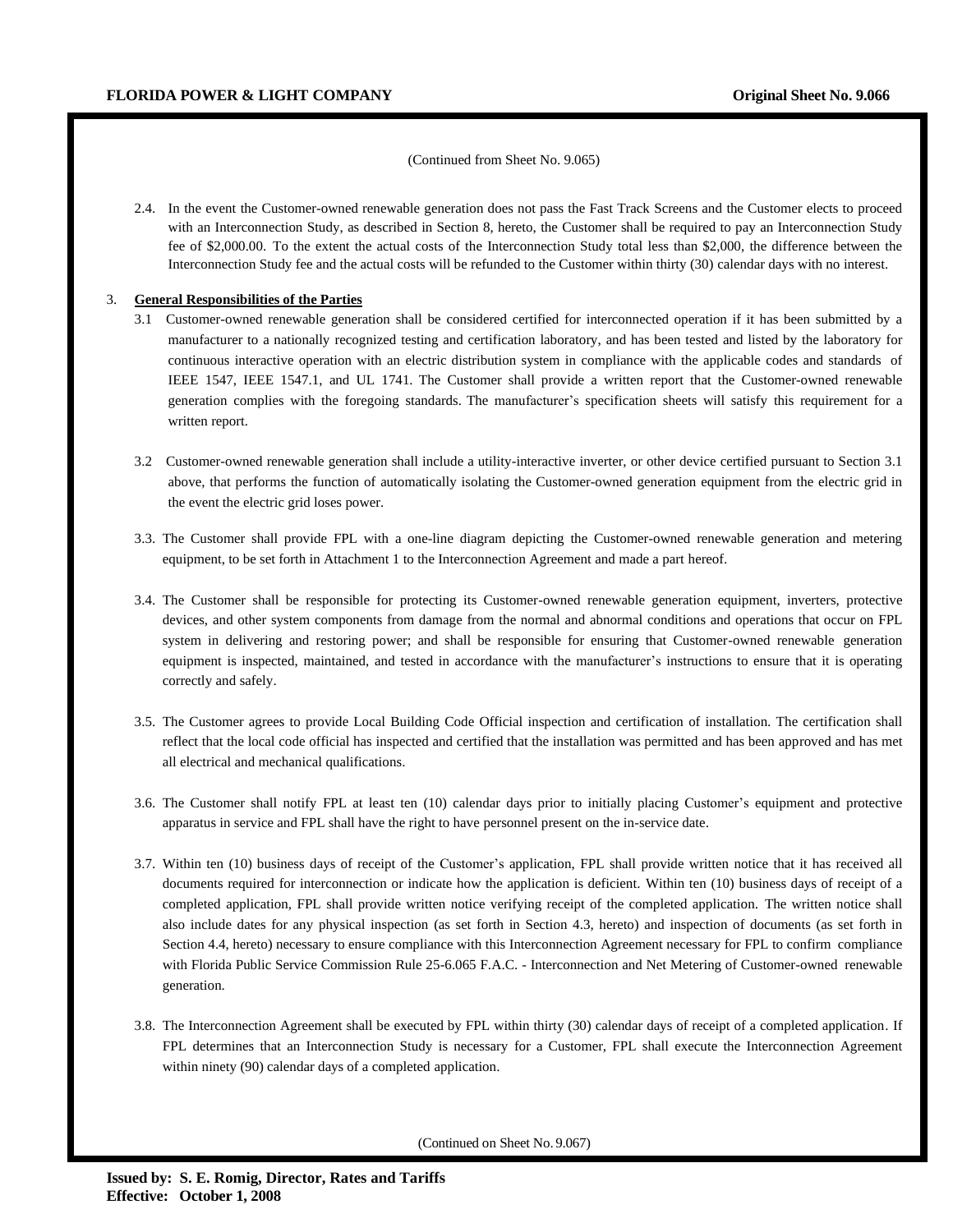(Continued from Sheet No. 9.065)

2.4. In the event the Customer-owned renewable generation does not pass the Fast Track Screens and the Customer elects to proceed with an Interconnection Study, as described in Section 8, hereto, the Customer shall be required to pay an Interconnection Study fee of $2,000.00. To the extent the actual costs of the Interconnection Study total less than $2,000, the difference between the Interconnection Study fee and the actual costs will be refunded to the Customer within thirty (30) calendar days with no interest.

3. **General Responsibilities of the Parties**

3.1 Customer-owned renewable generation shall be considered certified for interconnected operation if it has been submitted by a manufacturer to a nationally recognized testing and certification laboratory, and has been tested and listed by the laboratory for continuous interactive operation with an electric distribution system in compliance with the applicable codes and standards of IEEE 1547, IEEE 1547.1, and UL 1741. The Customer shall provide a written report that the Customer-owned renewable generation complies with the foregoing standards. The manufacturer's specification sheets will satisfy this requirement for a written report.

3.2 Customer-owned renewable generation shall include a utility-interactive inverter, or other device certified pursuant to Section 3.1 above, that performs the function of automatically isolating the Customer-owned generation equipment from the electric grid in the event the electric grid loses power.

3.3. The Customer shall provide FPL with a one-line diagram depicting the Customer-owned renewable generation and metering equipment, to be set forth in Attachment 1 to the Interconnection Agreement and made a part hereof.

3.4. The Customer shall be responsible for protecting its Customer-owned renewable generation equipment, inverters, protective devices, and other system components from damage from the normal and abnormal conditions and operations that occur on FPL system in delivering and restoring power; and shall be responsible for ensuring that Customer-owned renewable generation equipment is inspected, maintained, and tested in accordance with the manufacturer's instructions to ensure that it is operating correctly and safely.

3.5. The Customer agrees to provide Local Building Code Official inspection and certification of installation. The certification shall reflect that the local code official has inspected and certified that the installation was permitted and has been approved and has met all electrical and mechanical qualifications.

3.6. The Customer shall notify FPL at least ten (10) calendar days prior to initially placing Customer's equipment and protective apparatus in service and FPL shall have the right to have personnel present on the in-service date.

3.7. Within ten (10) business days of receipt of the Customer's application, FPL shall provide written notice that it has received all documents required for interconnection or indicate how the application is deficient. Within ten (10) business days of receipt of a completed application, FPL shall provide written notice verifying receipt of the completed application. The written notice shall also include dates for any physical inspection (as set forth in Section 4.3, hereto) and inspection of documents (as set forth in Section 4.4, hereto) necessary to ensure compliance with this Interconnection Agreement necessary for FPL to confirm compliance with Florida Public Service Commission Rule 25-6.065 F.A.C. - Interconnection and Net Metering of Customer-owned renewable generation.

3.8. The Interconnection Agreement shall be executed by FPL within thirty (30) calendar days of receipt of a completed application. If FPL determines that an Interconnection Study is necessary for a Customer, FPL shall execute the Interconnection Agreement within ninety (90) calendar days of a completed application.

(Continued on Sheet No. 9.067)

**Issued by: S. E. Romig, Director, Rates and Tariffs**
**Effective: October 1, 2008**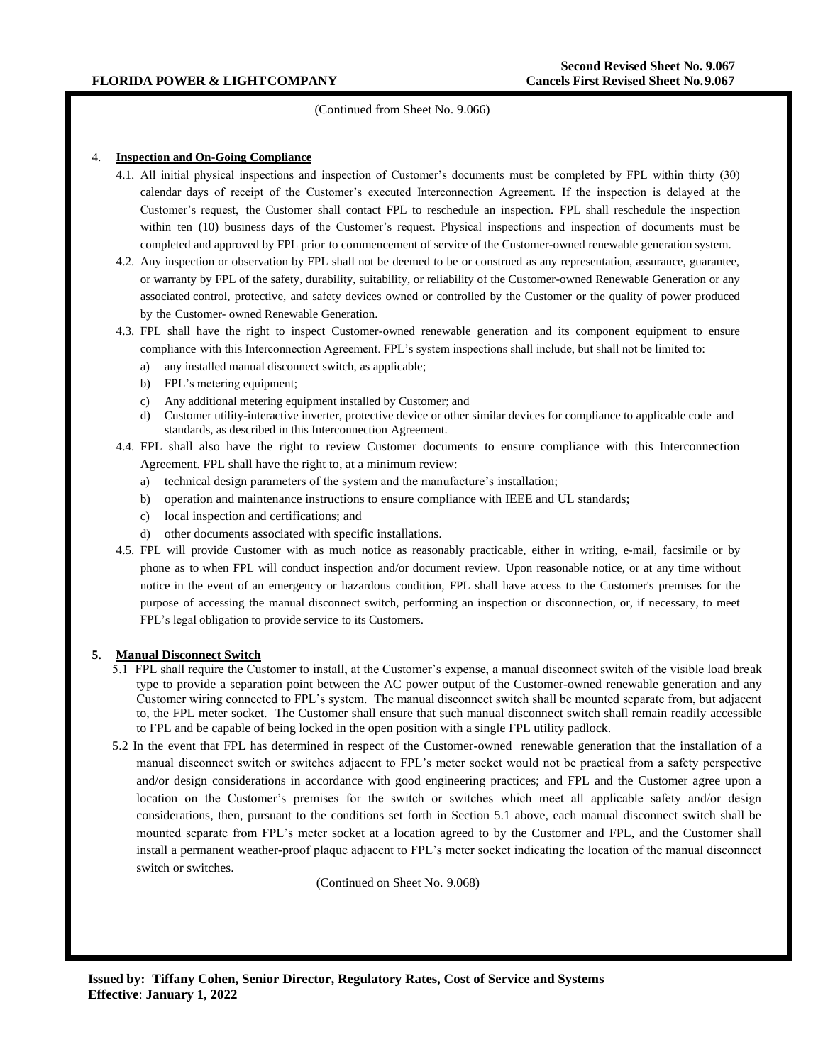(Continued from Sheet No. 9.066)

4. **Inspection and On-Going Compliance**

4.1. All initial physical inspections and inspection of Customer's documents must be completed by FPL within thirty (30) calendar days of receipt of the Customer's executed Interconnection Agreement. If the inspection is delayed at the Customer's request, the Customer shall contact FPL to reschedule an inspection. FPL shall reschedule the inspection within ten (10) business days of the Customer's request. Physical inspections and inspection of documents must be completed and approved by FPL prior to commencement of service of the Customer-owned renewable generation system.

4.2. Any inspection or observation by FPL shall not be deemed to be or construed as any representation, assurance, guarantee, or warranty by FPL of the safety, durability, suitability, or reliability of the Customer-owned Renewable Generation or any associated control, protective, and safety devices owned or controlled by the Customer or the quality of power produced by the Customer- owned Renewable Generation.

4.3. FPL shall have the right to inspect Customer-owned renewable generation and its component equipment to ensure compliance with this Interconnection Agreement. FPL's system inspections shall include, but shall not be limited to:

a) any installed manual disconnect switch, as applicable;
b) FPL's metering equipment;
c) Any additional metering equipment installed by Customer; and
d) Customer utility-interactive inverter, protective device or other similar devices for compliance to applicable code and standards, as described in this Interconnection Agreement.

4.4. FPL shall also have the right to review Customer documents to ensure compliance with this Interconnection Agreement. FPL shall have the right to, at a minimum review:

a) technical design parameters of the system and the manufacture's installation;
b) operation and maintenance instructions to ensure compliance with IEEE and UL standards;
c) local inspection and certifications; and
d) other documents associated with specific installations.

4.5. FPL will provide Customer with as much notice as reasonably practicable, either in writing, e-mail, facsimile or by phone as to when FPL will conduct inspection and/or document review. Upon reasonable notice, or at any time without notice in the event of an emergency or hazardous condition, FPL shall have access to the Customer's premises for the purpose of accessing the manual disconnect switch, performing an inspection or disconnection, or, if necessary, to meet FPL's legal obligation to provide service to its Customers.

5. **Manual Disconnect Switch**

5.1 FPL shall require the Customer to install, at the Customer's expense, a manual disconnect switch of the visible load break type to provide a separation point between the AC power output of the Customer-owned renewable generation and any Customer wiring connected to FPL's system. The manual disconnect switch shall be mounted separate from, but adjacent to, the FPL meter socket. The Customer shall ensure that such manual disconnect switch shall remain readily accessible to FPL and be capable of being locked in the open position with a single FPL utility padlock.

5.2 In the event that FPL has determined in respect of the Customer-owned renewable generation that the installation of a manual disconnect switch or switches adjacent to FPL's meter socket would not be practical from a safety perspective and/or design considerations in accordance with good engineering practices; and FPL and the Customer agree upon a location on the Customer's premises for the switch or switches which meet all applicable safety and/or design considerations, then, pursuant to the conditions set forth in Section 5.1 above, each manual disconnect switch shall be mounted separate from FPL's meter socket at a location agreed to by the Customer and FPL, and the Customer shall install a permanent weather-proof plaque adjacent to FPL's meter socket indicating the location of the manual disconnect switch or switches.

(Continued on Sheet No. 9.068)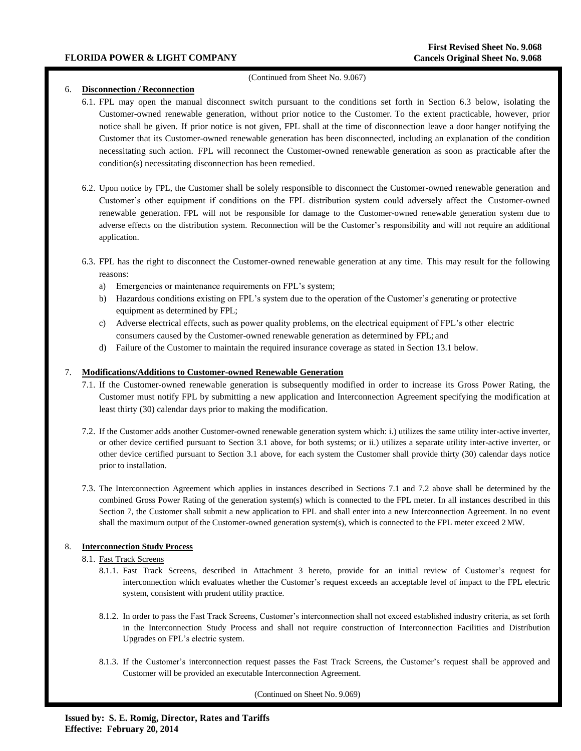(Continued from Sheet No. 9.067)

6. **Disconnection / Reconnection**

   6.1. FPL may open the manual disconnect switch pursuant to the conditions set forth in Section 6.3 below, isolating the Customer-owned renewable generation, without prior notice to the Customer. To the extent practicable, however, prior notice shall be given. If prior notice is not given, FPL shall at the time of disconnection leave a door hanger notifying the Customer that its Customer-owned renewable generation has been disconnected, including an explanation of the condition necessitating such action. FPL will reconnect the Customer-owned renewable generation as soon as practicable after the condition(s) necessitating disconnection has been remedied.

   6.2. Upon notice by FPL, the Customer shall be solely responsible to disconnect the Customer-owned renewable generation and Customer's other equipment if conditions on the FPL distribution system could adversely affect the Customer-owned renewable generation. FPL will not be responsible for damage to the Customer-owned renewable generation system due to adverse effects on the distribution system. Reconnection will be the Customer's responsibility and will not require an additional application.

   6.3. FPL has the right to disconnect the Customer-owned renewable generation at any time. This may result for the following reasons:

      a) Emergencies or maintenance requirements on FPL's system;
      b) Hazardous conditions existing on FPL's system due to the operation of the Customer's generating or protective equipment as determined by FPL;
      c) Adverse electrical effects, such as power quality problems, on the electrical equipment of FPL's other electric consumers caused by the Customer-owned renewable generation as determined by FPL; and
      d) Failure of the Customer to maintain the required insurance coverage as stated in Section 13.1 below.

7. **Modifications/Additions to Customer-owned Renewable Generation**

   7.1. If the Customer-owned renewable generation is subsequently modified in order to increase its Gross Power Rating, the Customer must notify FPL by submitting a new application and Interconnection Agreement specifying the modification at least thirty (30) calendar days prior to making the modification.

   7.2. If the Customer adds another Customer-owned renewable generation system which: i.) utilizes the same utility inter-active inverter, or other device certified pursuant to Section 3.1 above, for both systems; or ii.) utilizes a separate utility inter-active inverter, or other device certified pursuant to Section 3.1 above, for each system the Customer shall provide thirty (30) calendar days notice prior to installation.

   7.3. The Interconnection Agreement which applies in instances described in Sections 7.1 and 7.2 above shall be determined by the combined Gross Power Rating of the generation system(s) which is connected to the FPL meter. In all instances described in this Section 7, the Customer shall submit a new application to FPL and shall enter into a new Interconnection Agreement. In no event shall the maximum output of the Customer-owned generation system(s), which is connected to the FPL meter exceed 2 MW.

8. **Interconnection Study Process**

   8.1. Fast Track Screens

      8.1.1. Fast Track Screens, described in Attachment 3 hereto, provide for an initial review of Customer's request for interconnection which evaluates whether the Customer's request exceeds an acceptable level of impact to the FPL electric system, consistent with prudent utility practice.

      8.1.2. In order to pass the Fast Track Screens, Customer's interconnection shall not exceed established industry criteria, as set forth in the Interconnection Study Process and shall not require construction of Interconnection Facilities and Distribution Upgrades on FPL's electric system.

      8.1.3. If the Customer's interconnection request passes the Fast Track Screens, the Customer's request shall be approved and Customer will be provided an executable Interconnection Agreement.

(Continued on Sheet No. 9.069)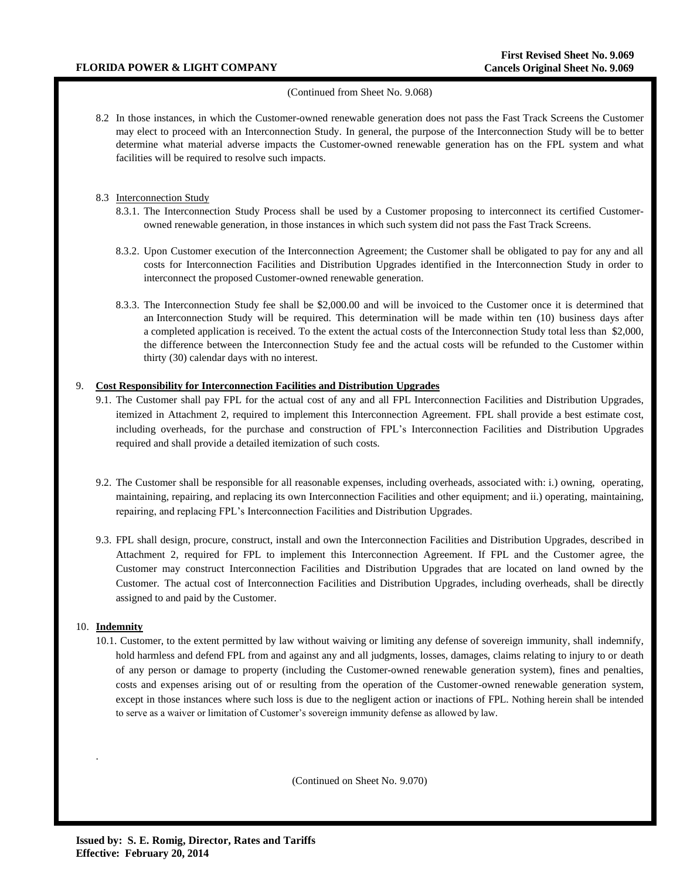(Continued from Sheet No. 9.068)

8.2 In those instances, in which the Customer-owned renewable generation does not pass the Fast Track Screens the Customer may elect to proceed with an Interconnection Study. In general, the purpose of the Interconnection Study will be to better determine what material adverse impacts the Customer-owned renewable generation has on the FPL system and what facilities will be required to resolve such impacts.

8.3 Interconnection Study

8.3.1. The Interconnection Study Process shall be used by a Customer proposing to interconnect its certified Customer-owned renewable generation, in those instances in which such system did not pass the Fast Track Screens.

8.3.2. Upon Customer execution of the Interconnection Agreement; the Customer shall be obligated to pay for any and all costs for Interconnection Facilities and Distribution Upgrades identified in the Interconnection Study in order to interconnect the proposed Customer-owned renewable generation.

8.3.3. The Interconnection Study fee shall be $2,000.00 and will be invoiced to the Customer once it is determined that an Interconnection Study will be required. This determination will be made within ten (10) business days after a completed application is received. To the extent the actual costs of the Interconnection Study total less than $2,000, the difference between the Interconnection Study fee and the actual costs will be refunded to the Customer within thirty (30) calendar days with no interest.

9. **Cost Responsibility for Interconnection Facilities and Distribution Upgrades**

9.1. The Customer shall pay FPL for the actual cost of any and all FPL Interconnection Facilities and Distribution Upgrades, itemized in Attachment 2, required to implement this Interconnection Agreement. FPL shall provide a best estimate cost, including overheads, for the purchase and construction of FPL's Interconnection Facilities and Distribution Upgrades required and shall provide a detailed itemization of such costs.

9.2. The Customer shall be responsible for all reasonable expenses, including overheads, associated with: i.) owning, operating, maintaining, repairing, and replacing its own Interconnection Facilities and other equipment; and ii.) operating, maintaining, repairing, and replacing FPL's Interconnection Facilities and Distribution Upgrades.

9.3. FPL shall design, procure, construct, install and own the Interconnection Facilities and Distribution Upgrades, described in Attachment 2, required for FPL to implement this Interconnection Agreement. If FPL and the Customer agree, the Customer may construct Interconnection Facilities and Distribution Upgrades that are located on land owned by the Customer. The actual cost of Interconnection Facilities and Distribution Upgrades, including overheads, shall be directly assigned to and paid by the Customer.

10. **Indemnity**

10.1. Customer, to the extent permitted by law without waiving or limiting any defense of sovereign immunity, shall indemnify, hold harmless and defend FPL from and against any and all judgments, losses, damages, claims relating to injury to or death of any person or damage to property (including the Customer-owned renewable generation system), fines and penalties, costs and expenses arising out of or resulting from the operation of the Customer-owned renewable generation system, except in those instances where such loss is due to the negligent action or inactions of FPL. Nothing herein shall be intended to serve as a waiver or limitation of Customer's sovereign immunity defense as allowed by law.

(Continued on Sheet No. 9.070)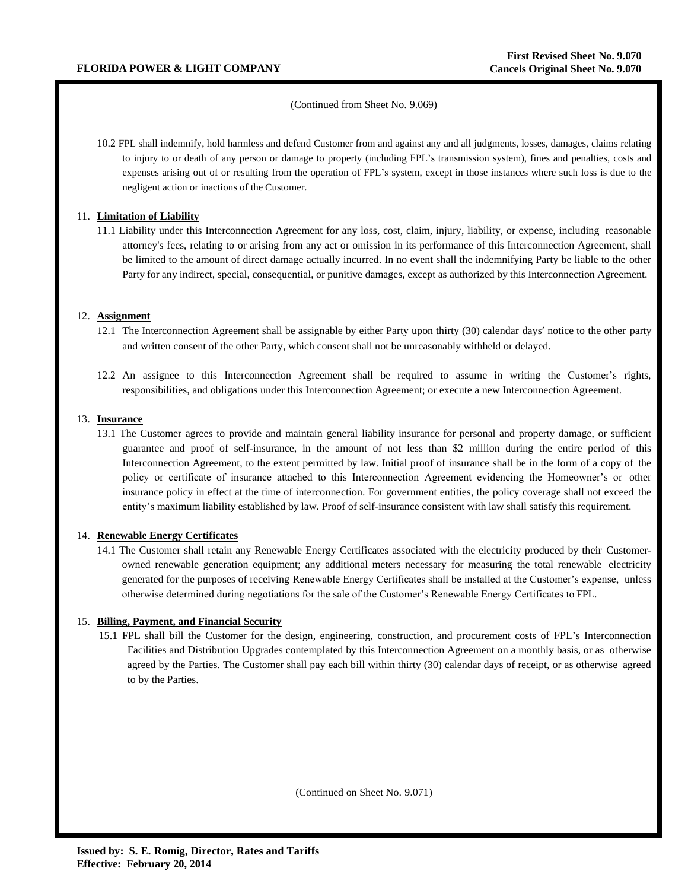(Continued from Sheet No. 9.069)

10.2 FPL shall indemnify, hold harmless and defend Customer from and against any and all judgments, losses, damages, claims relating to injury to or death of any person or damage to property (including FPL's transmission system), fines and penalties, costs and expenses arising out of or resulting from the operation of FPL's system, except in those instances where such loss is due to the negligent action or inactions of the Customer.

11. **Limitation of Liability**

11.1 Liability under this Interconnection Agreement for any loss, cost, claim, injury, liability, or expense, including reasonable attorney's fees, relating to or arising from any act or omission in its performance of this Interconnection Agreement, shall be limited to the amount of direct damage actually incurred. In no event shall the indemnifying Party be liable to the other Party for any indirect, special, consequential, or punitive damages, except as authorized by this Interconnection Agreement.

12. **Assignment**

12.1 The Interconnection Agreement shall be assignable by either Party upon thirty (30) calendar days′ notice to the other party and written consent of the other Party, which consent shall not be unreasonably withheld or delayed.

12.2 An assignee to this Interconnection Agreement shall be required to assume in writing the Customer's rights, responsibilities, and obligations under this Interconnection Agreement; or execute a new Interconnection Agreement.

13. **Insurance**

13.1 The Customer agrees to provide and maintain general liability insurance for personal and property damage, or sufficient guarantee and proof of self-insurance, in the amount of not less than $2 million during the entire period of this Interconnection Agreement, to the extent permitted by law. Initial proof of insurance shall be in the form of a copy of the policy or certificate of insurance attached to this Interconnection Agreement evidencing the Homeowner's or other insurance policy in effect at the time of interconnection. For government entities, the policy coverage shall not exceed the entity's maximum liability established by law. Proof of self-insurance consistent with law shall satisfy this requirement.

14. **Renewable Energy Certificates**

14.1 The Customer shall retain any Renewable Energy Certificates associated with the electricity produced by their Customer-owned renewable generation equipment; any additional meters necessary for measuring the total renewable electricity generated for the purposes of receiving Renewable Energy Certificates shall be installed at the Customer's expense, unless otherwise determined during negotiations for the sale of the Customer's Renewable Energy Certificates to FPL.

15. **Billing, Payment, and Financial Security**

15.1 FPL shall bill the Customer for the design, engineering, construction, and procurement costs of FPL's Interconnection Facilities and Distribution Upgrades contemplated by this Interconnection Agreement on a monthly basis, or as otherwise agreed by the Parties. The Customer shall pay each bill within thirty (30) calendar days of receipt, or as otherwise agreed to by the Parties.

(Continued on Sheet No. 9.071)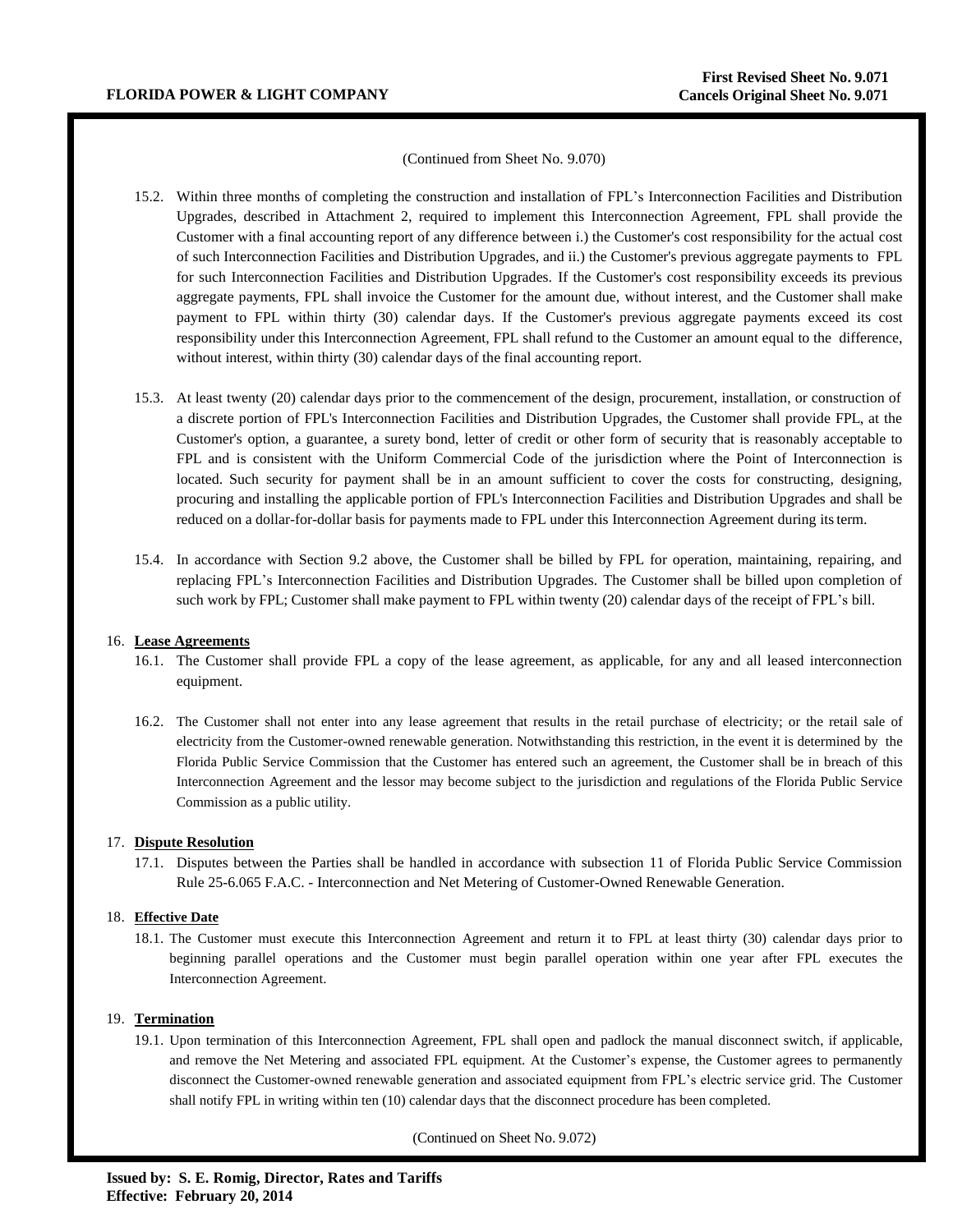(Continued from Sheet No. 9.070)

15.2. Within three months of completing the construction and installation of FPL's Interconnection Facilities and Distribution Upgrades, described in Attachment 2, required to implement this Interconnection Agreement, FPL shall provide the Customer with a final accounting report of any difference between i.) the Customer's cost responsibility for the actual cost of such Interconnection Facilities and Distribution Upgrades, and ii.) the Customer's previous aggregate payments to FPL for such Interconnection Facilities and Distribution Upgrades. If the Customer's cost responsibility exceeds its previous aggregate payments, FPL shall invoice the Customer for the amount due, without interest, and the Customer shall make payment to FPL within thirty (30) calendar days. If the Customer's previous aggregate payments exceed its cost responsibility under this Interconnection Agreement, FPL shall refund to the Customer an amount equal to the difference, without interest, within thirty (30) calendar days of the final accounting report.

15.3. At least twenty (20) calendar days prior to the commencement of the design, procurement, installation, or construction of a discrete portion of FPL's Interconnection Facilities and Distribution Upgrades, the Customer shall provide FPL, at the Customer's option, a guarantee, a surety bond, letter of credit or other form of security that is reasonably acceptable to FPL and is consistent with the Uniform Commercial Code of the jurisdiction where the Point of Interconnection is located. Such security for payment shall be in an amount sufficient to cover the costs for constructing, designing, procuring and installing the applicable portion of FPL's Interconnection Facilities and Distribution Upgrades and shall be reduced on a dollar-for-dollar basis for payments made to FPL under this Interconnection Agreement during its term.

15.4. In accordance with Section 9.2 above, the Customer shall be billed by FPL for operation, maintaining, repairing, and replacing FPL's Interconnection Facilities and Distribution Upgrades. The Customer shall be billed upon completion of such work by FPL; Customer shall make payment to FPL within twenty (20) calendar days of the receipt of FPL's bill.

16. **Lease Agreements**

16.1. The Customer shall provide FPL a copy of the lease agreement, as applicable, for any and all leased interconnection equipment.

16.2. The Customer shall not enter into any lease agreement that results in the retail purchase of electricity; or the retail sale of electricity from the Customer-owned renewable generation. Notwithstanding this restriction, in the event it is determined by the Florida Public Service Commission that the Customer has entered such an agreement, the Customer shall be in breach of this Interconnection Agreement and the lessor may become subject to the jurisdiction and regulations of the Florida Public Service Commission as a public utility.

17. **Dispute Resolution**

17.1. Disputes between the Parties shall be handled in accordance with subsection 11 of Florida Public Service Commission Rule 25-6.065 F.A.C. - Interconnection and Net Metering of Customer-Owned Renewable Generation.

18. **Effective Date**

18.1. The Customer must execute this Interconnection Agreement and return it to FPL at least thirty (30) calendar days prior to beginning parallel operations and the Customer must begin parallel operation within one year after FPL executes the Interconnection Agreement.

19. **Termination**

19.1. Upon termination of this Interconnection Agreement, FPL shall open and padlock the manual disconnect switch, if applicable, and remove the Net Metering and associated FPL equipment. At the Customer's expense, the Customer agrees to permanently disconnect the Customer-owned renewable generation and associated equipment from FPL's electric service grid. The Customer shall notify FPL in writing within ten (10) calendar days that the disconnect procedure has been completed.

(Continued on Sheet No. 9.072)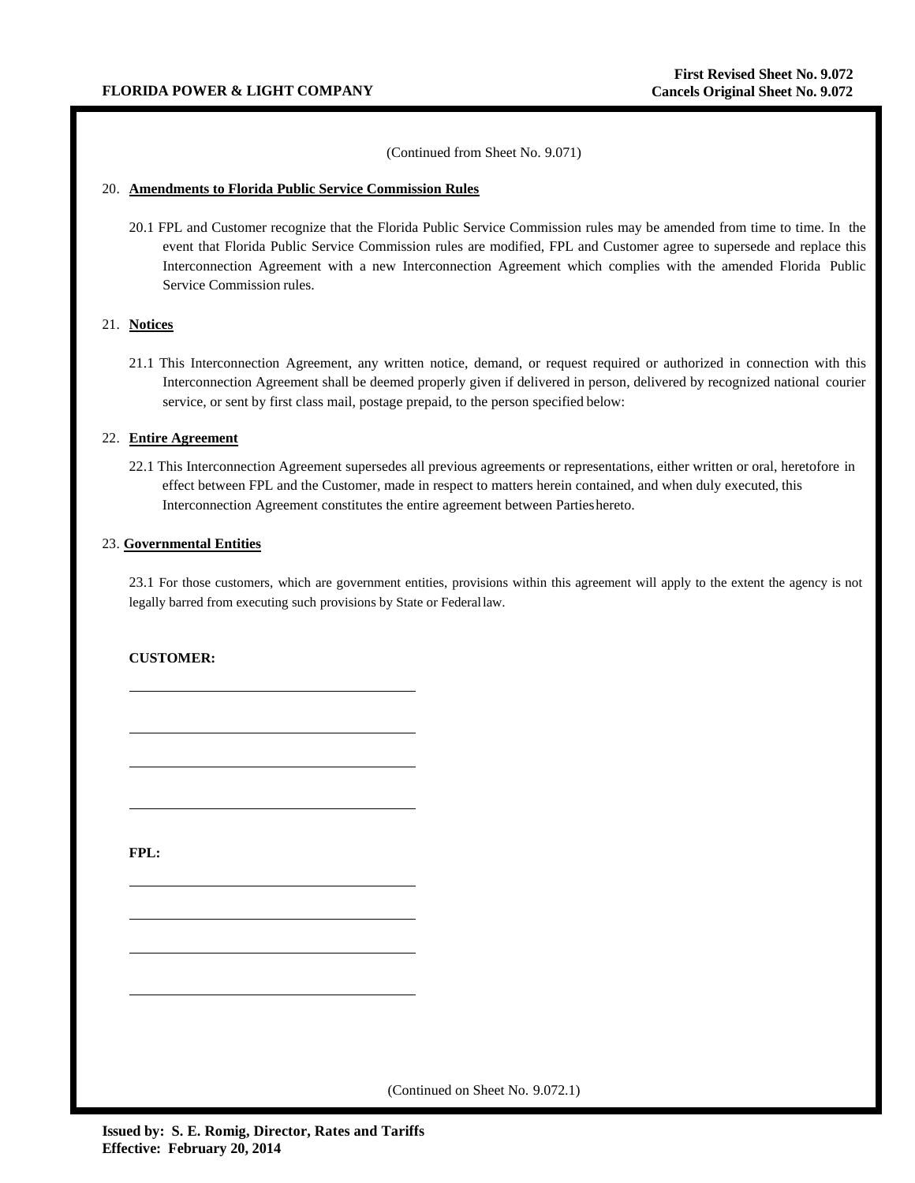(Continued from Sheet No. 9.071)

20. **Amendments to Florida Public Service Commission Rules**

20.1 FPL and Customer recognize that the Florida Public Service Commission rules may be amended from time to time. In the event that Florida Public Service Commission rules are modified, FPL and Customer agree to supersede and replace this Interconnection Agreement with a new Interconnection Agreement which complies with the amended Florida Public Service Commission rules.

21. **Notices**

21.1 This Interconnection Agreement, any written notice, demand, or request required or authorized in connection with this Interconnection Agreement shall be deemed properly given if delivered in person, delivered by recognized national courier service, or sent by first class mail, postage prepaid, to the person specified below:

22. **Entire Agreement**

22.1 This Interconnection Agreement supersedes all previous agreements or representations, either written or oral, heretofore in effect between FPL and the Customer, made in respect to matters herein contained, and when duly executed, this Interconnection Agreement constitutes the entire agreement between Parties hereto.

23. **Governmental Entities**

23.1 For those customers, which are government entities, provisions within this agreement will apply to the extent the agency is not legally barred from executing such provisions by State or Federal law.

**CUSTOMER:**

\_\_\_\_\_\_\_\_\_\_\_\_\_\_\_\_\_\_\_\_\_\_\_\_\_\_\_\_\_\_\_\_\_\_\_\_

\_\_\_\_\_\_\_\_\_\_\_\_\_\_\_\_\_\_\_\_\_\_\_\_\_\_\_\_\_\_\_\_\_\_\_\_

\_\_\_\_\_\_\_\_\_\_\_\_\_\_\_\_\_\_\_\_\_\_\_\_\_\_\_\_\_\_\_\_\_\_\_\_

\_\_\_\_\_\_\_\_\_\_\_\_\_\_\_\_\_\_\_\_\_\_\_\_\_\_\_\_\_\_\_\_\_\_\_\_

**FPL:**

\_\_\_\_\_\_\_\_\_\_\_\_\_\_\_\_\_\_\_\_\_\_\_\_\_\_\_\_\_\_\_\_\_\_\_\_

\_\_\_\_\_\_\_\_\_\_\_\_\_\_\_\_\_\_\_\_\_\_\_\_\_\_\_\_\_\_\_\_\_\_\_\_

\_\_\_\_\_\_\_\_\_\_\_\_\_\_\_\_\_\_\_\_\_\_\_\_\_\_\_\_\_\_\_\_\_\_\_\_

\_\_\_\_\_\_\_\_\_\_\_\_\_\_\_\_\_\_\_\_\_\_\_\_\_\_\_\_\_\_\_\_\_\_\_\_

(Continued on Sheet No. 9.072.1)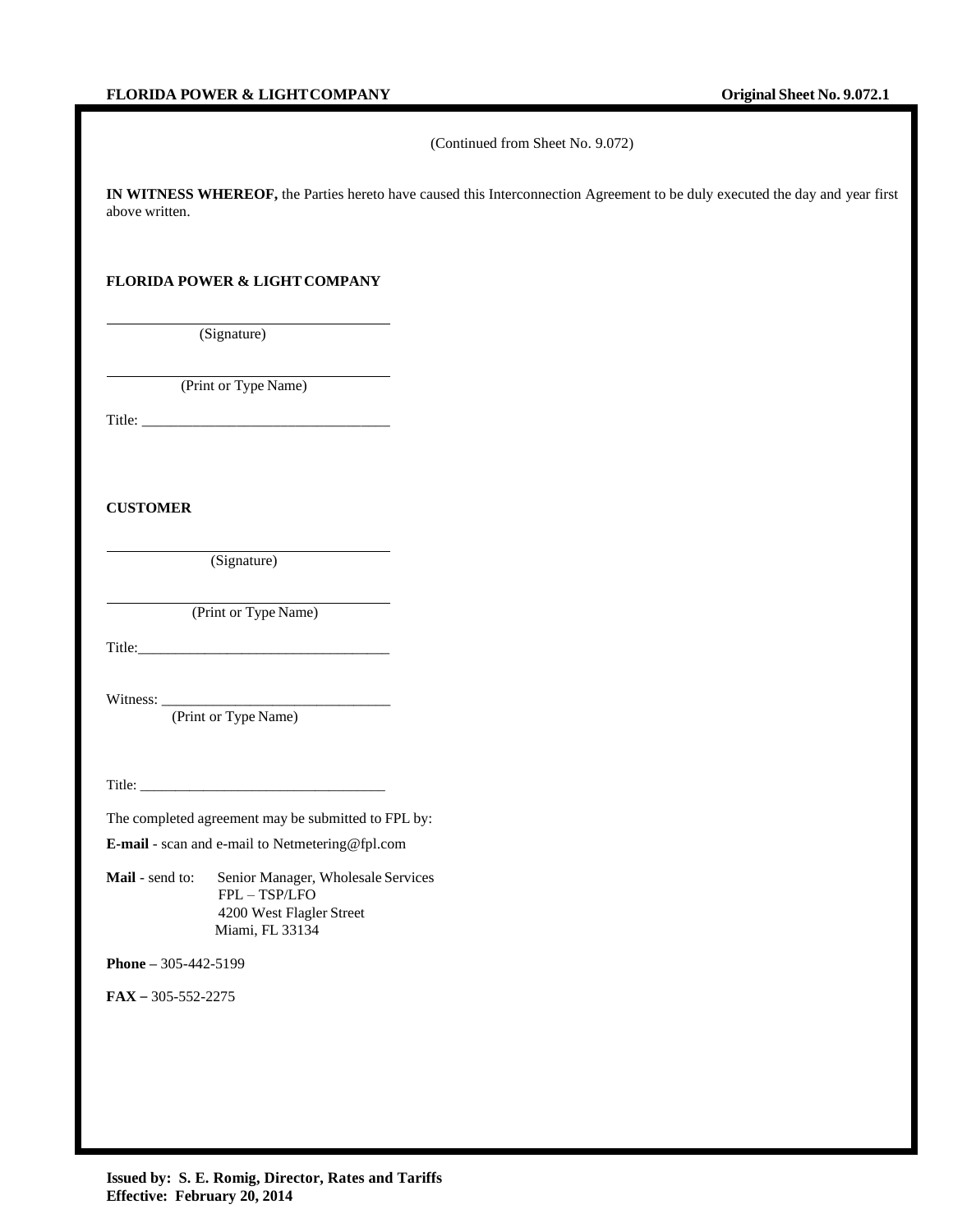(Continued from Sheet No. 9.072)

**IN WITNESS WHEREOF,** the Parties hereto have caused this Interconnection Agreement to be duly executed the day and year first above written.

**FLORIDA POWER & LIGHT COMPANY**

\_\_\_\_\_\_\_\_\_\_\_\_\_\_\_\_\_\_\_\_\_\_\_\_\_\_\_\_\_\_\_\_\_\_
(Signature)

\_\_\_\_\_\_\_\_\_\_\_\_\_\_\_\_\_\_\_\_\_\_\_\_\_\_\_\_\_\_\_\_\_\_
(Print or Type Name)

Title: \_\_\_\_\_\_\_\_\_\_\_\_\_\_\_\_\_\_\_\_\_\_\_\_\_\_\_\_\_\_\_\_\_\_

**CUSTOMER**

\_\_\_\_\_\_\_\_\_\_\_\_\_\_\_\_\_\_\_\_\_\_\_\_\_\_\_\_\_\_\_\_\_\_
(Signature)

\_\_\_\_\_\_\_\_\_\_\_\_\_\_\_\_\_\_\_\_\_\_\_\_\_\_\_\_\_\_\_\_\_\_
(Print or Type Name)

Title:\_\_\_\_\_\_\_\_\_\_\_\_\_\_\_\_\_\_\_\_\_\_\_\_\_\_\_\_\_\_\_\_\_\_

Witness: \_\_\_\_\_\_\_\_\_\_\_\_\_\_\_\_\_\_\_\_\_\_\_\_\_\_\_\_\_\_\_\_
(Print or Type Name)

Title: \_\_\_\_\_\_\_\_\_\_\_\_\_\_\_\_\_\_\_\_\_\_\_\_\_\_\_\_\_\_\_\_\_\_

The completed agreement may be submitted to FPL by:

**E-mail** - scan and e-mail to Netmetering@fpl.com

**Mail** - send to: Senior Manager, Wholesale Services
FPL – TSP/LFO
4200 West Flagler Street
Miami, FL 33134

**Phone –** 305-442-5199

**FAX –** 305-552-2275

**Issued by: S. E. Romig, Director, Rates and Tariffs**
**Effective: February 20, 2014**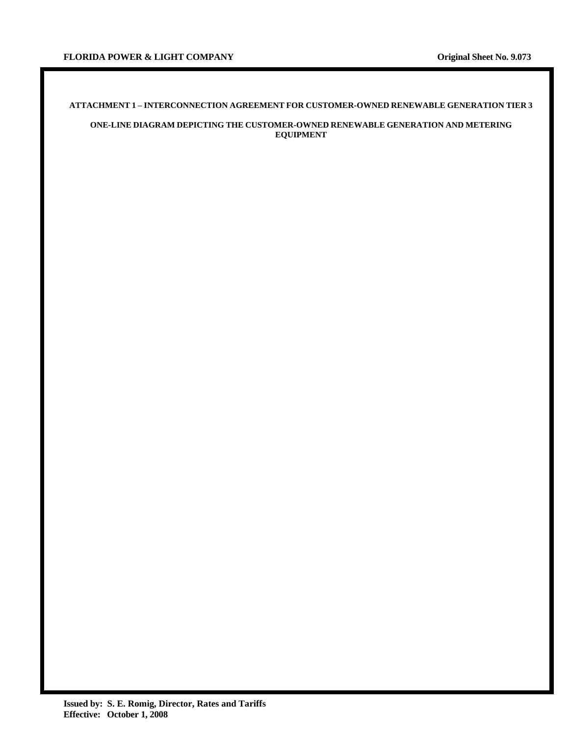**ATTACHMENT 1 – INTERCONNECTION AGREEMENT FOR CUSTOMER-OWNED RENEWABLE GENERATION TIER 3**

**ONE-LINE DIAGRAM DEPICTING THE CUSTOMER-OWNED RENEWABLE GENERATION AND METERING EQUIPMENT**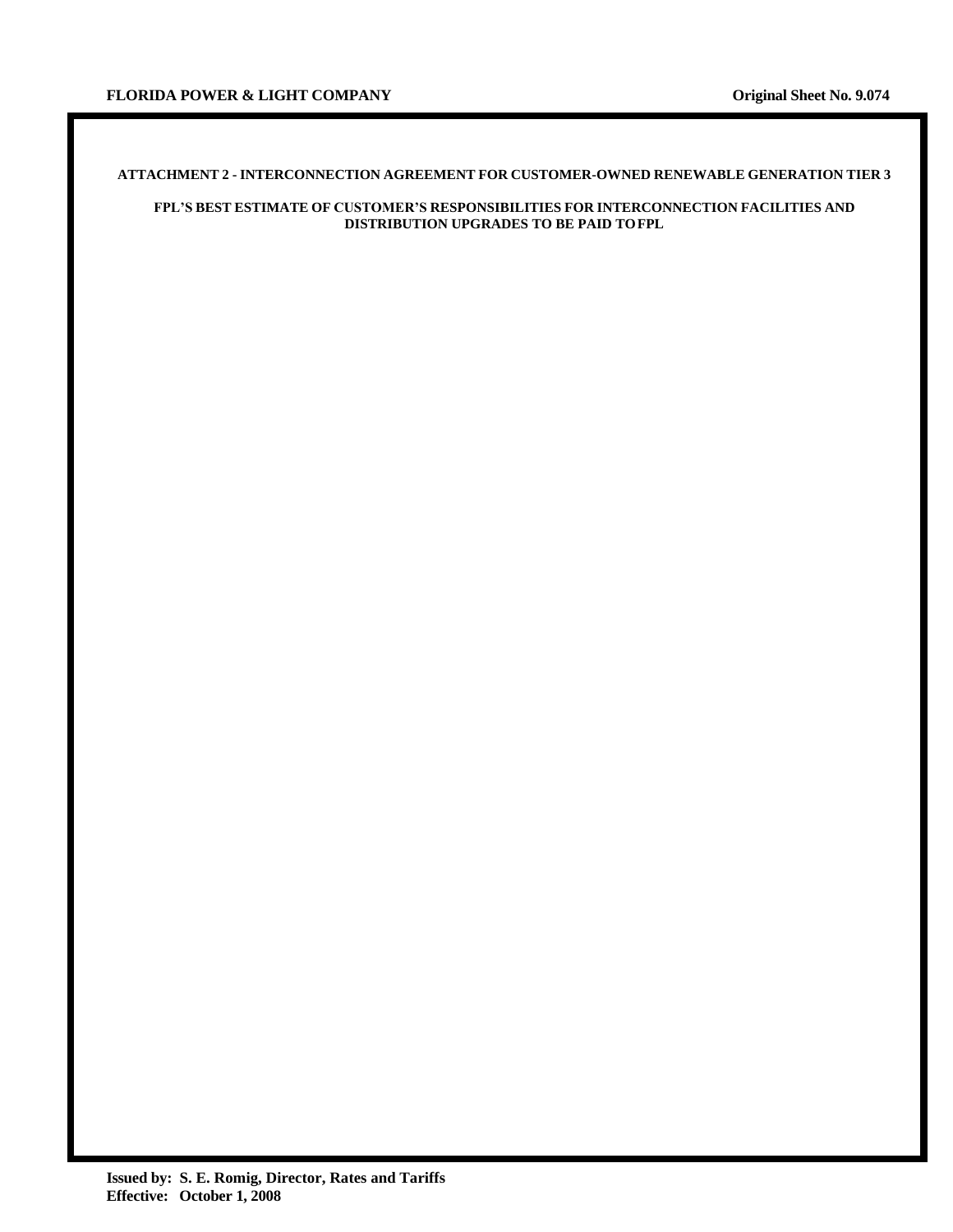**ATTACHMENT 2 - INTERCONNECTION AGREEMENT FOR CUSTOMER-OWNED RENEWABLE GENERATION TIER 3**

**FPL'S BEST ESTIMATE OF CUSTOMER'S RESPONSIBILITIES FOR INTERCONNECTION FACILITIES AND DISTRIBUTION UPGRADES TO BE PAID TO FPL**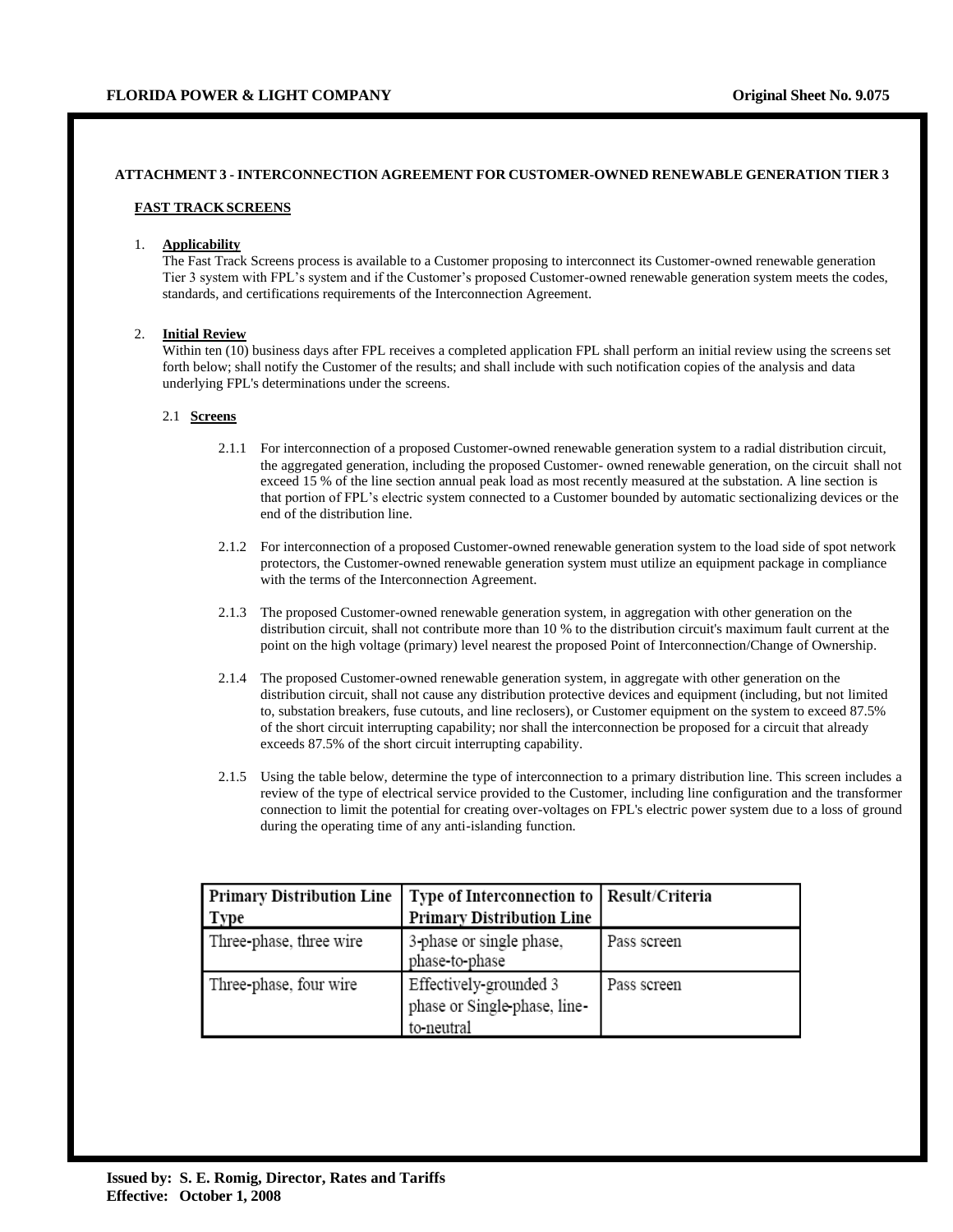**ATTACHMENT 3 - INTERCONNECTION AGREEMENT FOR CUSTOMER-OWNED RENEWABLE GENERATION TIER 3**

**FAST TRACK SCREENS**

1. **Applicability**
   The Fast Track Screens process is available to a Customer proposing to interconnect its Customer-owned renewable generation Tier 3 system with FPL's system and if the Customer's proposed Customer-owned renewable generation system meets the codes, standards, and certifications requirements of the Interconnection Agreement.

2. **Initial Review**
   Within ten (10) business days after FPL receives a completed application FPL shall perform an initial review using the screens set forth below; shall notify the Customer of the results; and shall include with such notification copies of the analysis and data underlying FPL's determinations under the screens.

   2.1 **Screens**

   2.1.1 For interconnection of a proposed Customer-owned renewable generation system to a radial distribution circuit, the aggregated generation, including the proposed Customer- owned renewable generation, on the circuit shall not exceed 15 % of the line section annual peak load as most recently measured at the substation. A line section is that portion of FPL's electric system connected to a Customer bounded by automatic sectionalizing devices or the end of the distribution line.

   2.1.2 For interconnection of a proposed Customer-owned renewable generation system to the load side of spot network protectors, the Customer-owned renewable generation system must utilize an equipment package in compliance with the terms of the Interconnection Agreement.

   2.1.3 The proposed Customer-owned renewable generation system, in aggregation with other generation on the distribution circuit, shall not contribute more than 10 % to the distribution circuit's maximum fault current at the point on the high voltage (primary) level nearest the proposed Point of Interconnection/Change of Ownership.

   2.1.4 The proposed Customer-owned renewable generation system, in aggregate with other generation on the distribution circuit, shall not cause any distribution protective devices and equipment (including, but not limited to, substation breakers, fuse cutouts, and line reclosers), or Customer equipment on the system to exceed 87.5% of the short circuit interrupting capability; nor shall the interconnection be proposed for a circuit that already exceeds 87.5% of the short circuit interrupting capability.

   2.1.5 Using the table below, determine the type of interconnection to a primary distribution line. This screen includes a review of the type of electrical service provided to the Customer, including line configuration and the transformer connection to limit the potential for creating over-voltages on FPL's electric power system due to a loss of ground during the operating time of any anti-islanding function.

| Primary Distribution Line Type | Type of Interconnection to Primary Distribution Line | Result/Criteria |
|---|---|---|
| Three-phase, three wire | 3-phase or single phase, phase-to-phase | Pass screen |
| Three-phase, four wire | Effectively-grounded 3 phase or Single-phase, line-to-neutral | Pass screen |

**Issued by: S. E. Romig, Director, Rates and Tariffs**
**Effective: October 1, 2008**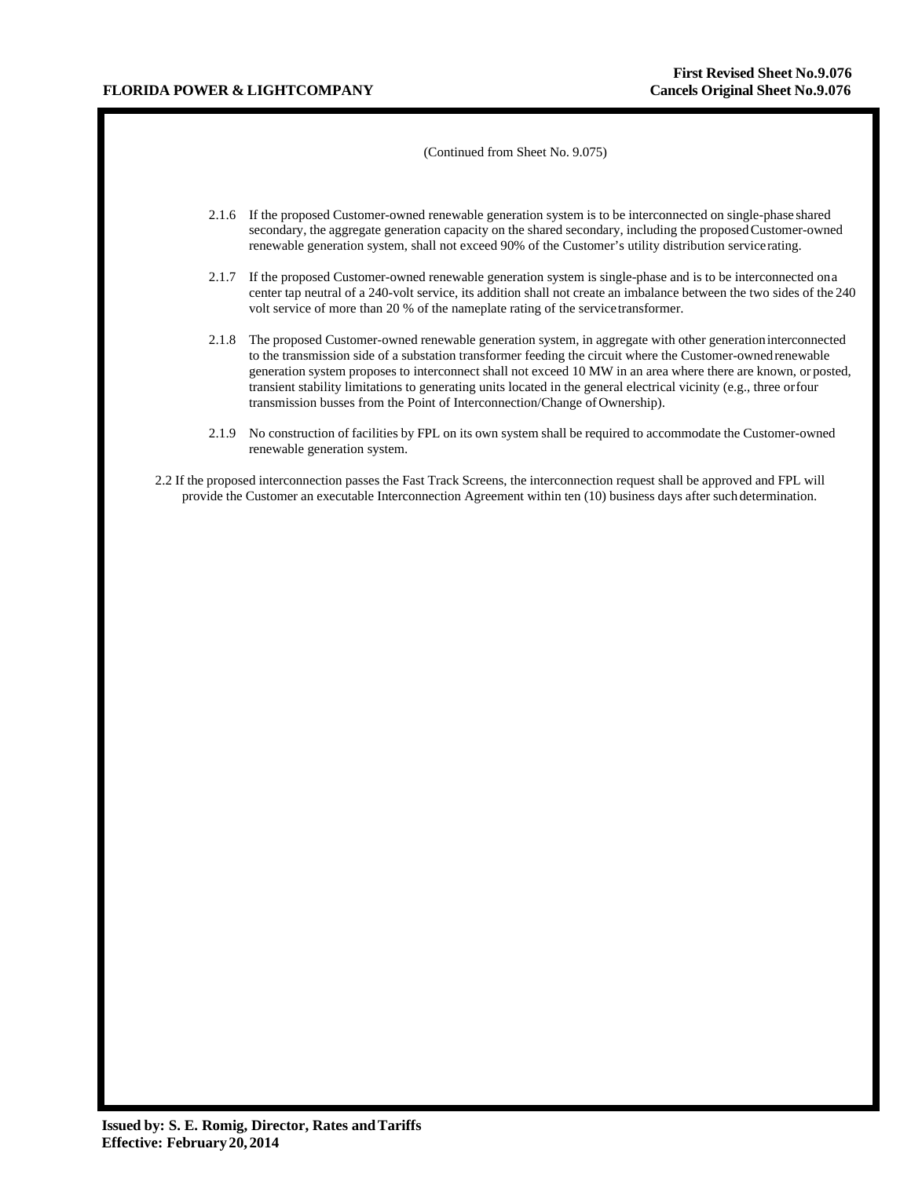(Continued from Sheet No. 9.075)

2.1.6 If the proposed Customer-owned renewable generation system is to be interconnected on single-phase shared secondary, the aggregate generation capacity on the shared secondary, including the proposed Customer-owned renewable generation system, shall not exceed 90% of the Customer's utility distribution service rating.

2.1.7 If the proposed Customer-owned renewable generation system is single-phase and is to be interconnected on a center tap neutral of a 240-volt service, its addition shall not create an imbalance between the two sides of the 240 volt service of more than 20 % of the nameplate rating of the service transformer.

2.1.8 The proposed Customer-owned renewable generation system, in aggregate with other generation interconnected to the transmission side of a substation transformer feeding the circuit where the Customer-owned renewable generation system proposes to interconnect shall not exceed 10 MW in an area where there are known, or posted, transient stability limitations to generating units located in the general electrical vicinity (e.g., three or four transmission busses from the Point of Interconnection/Change of Ownership).

2.1.9 No construction of facilities by FPL on its own system shall be required to accommodate the Customer-owned renewable generation system.

2.2 If the proposed interconnection passes the Fast Track Screens, the interconnection request shall be approved and FPL will provide the Customer an executable Interconnection Agreement within ten (10) business days after such determination.